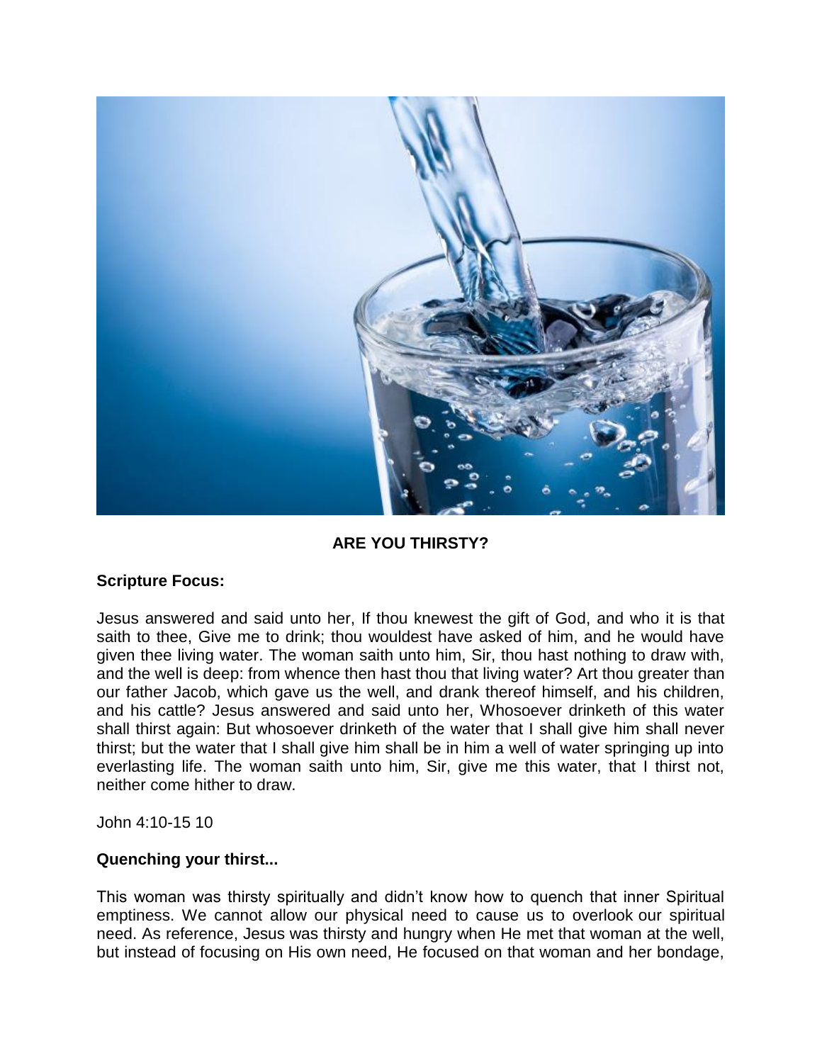**ARE YOU THIRSTY?**

**Scripture Focus:**

Jesus answered and said unto her, If thou knewest the gift of God, and who it is that saith to thee, Give me to drink; thou wouldest have asked of him, and he would have given thee living water. The woman saith unto him, Sir, thou hast nothing to draw with, and the well is deep: from whence then hast thou that living water? Art thou greater than our father Jacob, which gave us the well, and drank thereof himself, and his children, and his cattle? Jesus answered and said unto her, Whosoever drinketh of this water shall thirst again: But whosoever drinketh of the water that I shall give him shall never thirst; but the water that I shall give him shall be in him a well of water springing up into everlasting life. The woman saith unto him, Sir, give me this water, that I thirst not, neither come hither to draw.

John 4:10-15 10

**Quenching your thirst...**

This woman was thirsty spiritually and didn't know how to quench that inner Spiritual emptiness. We cannot allow our physical need to cause us to overlook our spiritual need. As reference, Jesus was thirsty and hungry when He met that woman at the well, but instead of focusing on His own need, He focused on that woman and her bondage,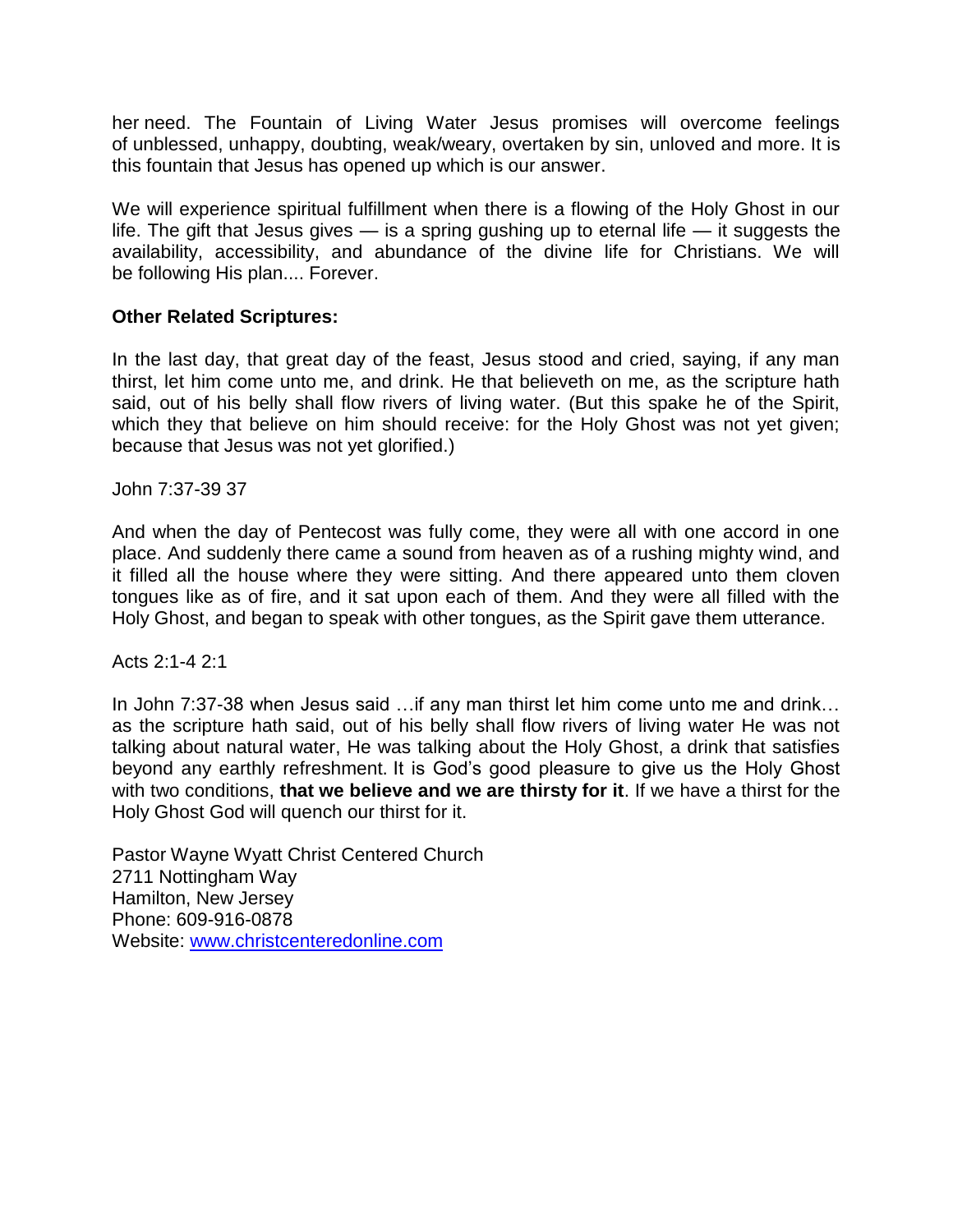her need. The Fountain of Living Water Jesus promises will overcome feelings of unblessed, unhappy, doubting, weak/weary, overtaken by sin, unloved and more. It is this fountain that Jesus has opened up which is our answer.

We will experience spiritual fulfillment when there is a flowing of the Holy Ghost in our life. The gift that Jesus gives — is a spring gushing up to eternal life — it suggests the availability, accessibility, and abundance of the divine life for Christians. We will be following His plan.... Forever.

**Other Related Scriptures:**

In the last day, that great day of the feast, Jesus stood and cried, saying, if any man thirst, let him come unto me, and drink. He that believeth on me, as the scripture hath said, out of his belly shall flow rivers of living water. (But this spake he of the Spirit, which they that believe on him should receive: for the Holy Ghost was not yet given; because that Jesus was not yet glorified.)

John 7:37-39 37

And when the day of Pentecost was fully come, they were all with one accord in one place. And suddenly there came a sound from heaven as of a rushing mighty wind, and it filled all the house where they were sitting. And there appeared unto them cloven tongues like as of fire, and it sat upon each of them. And they were all filled with the Holy Ghost, and began to speak with other tongues, as the Spirit gave them utterance.

Acts 2:1-4 2:1

In John 7:37-38 when Jesus said …if any man thirst let him come unto me and drink… as the scripture hath said, out of his belly shall flow rivers of living water He was not talking about natural water, He was talking about the Holy Ghost, a drink that satisfies beyond any earthly refreshment. It is God's good pleasure to give us the Holy Ghost with two conditions, **that we believe and we are thirsty for it**. If we have a thirst for the Holy Ghost God will quench our thirst for it.

Pastor Wayne Wyatt Christ Centered Church
2711 Nottingham Way
Hamilton, New Jersey
Phone: 609-916-0878
Website: [www.christcenteredonline.com](http://www.christcenteredonline.com)